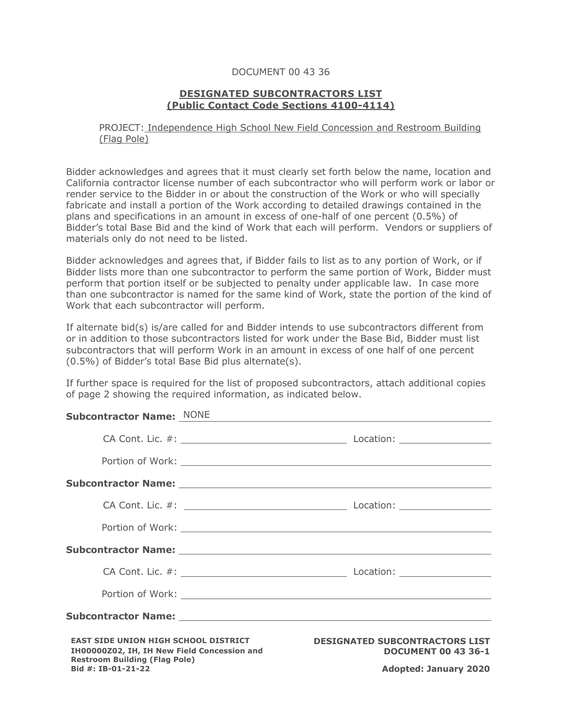DOCUMENT 00 43 36

## DESIGNATED SUBCONTRACTORS LIST
## (Public Contact Code Sections 4100-4114)

PROJECT: Independence High School New Field Concession and Restroom Building (Flag Pole)

Bidder acknowledges and agrees that it must clearly set forth below the name, location and California contractor license number of each subcontractor who will perform work or labor or render service to the Bidder in or about the construction of the Work or who will specially fabricate and install a portion of the Work according to detailed drawings contained in the plans and specifications in an amount in excess of one-half of one percent (0.5%) of Bidder's total Base Bid and the kind of Work that each will perform. Vendors or suppliers of materials only do not need to be listed.

Bidder acknowledges and agrees that, if Bidder fails to list as to any portion of Work, or if Bidder lists more than one subcontractor to perform the same portion of Work, Bidder must perform that portion itself or be subjected to penalty under applicable law. In case more than one subcontractor is named for the same kind of Work, state the portion of the kind of Work that each subcontractor will perform.

If alternate bid(s) is/are called for and Bidder intends to use subcontractors different from or in addition to those subcontractors listed for work under the Base Bid, Bidder must list subcontractors that will perform Work in an amount in excess of one half of one percent (0.5%) of Bidder's total Base Bid plus alternate(s).

If further space is required for the list of proposed subcontractors, attach additional copies of page 2 showing the required information, as indicated below.

**Subcontractor Name:** NONE

CA Cont. Lic. #: ____________________ Location: ____________

Portion of Work: ______________________________

**Subcontractor Name:** ______________________________

CA Cont. Lic. #: ____________________ Location: ____________

Portion of Work: ______________________________

**Subcontractor Name:** ______________________________

CA Cont. Lic. #: ____________________ Location: ____________

Portion of Work: ______________________________

**Subcontractor Name:** ______________________________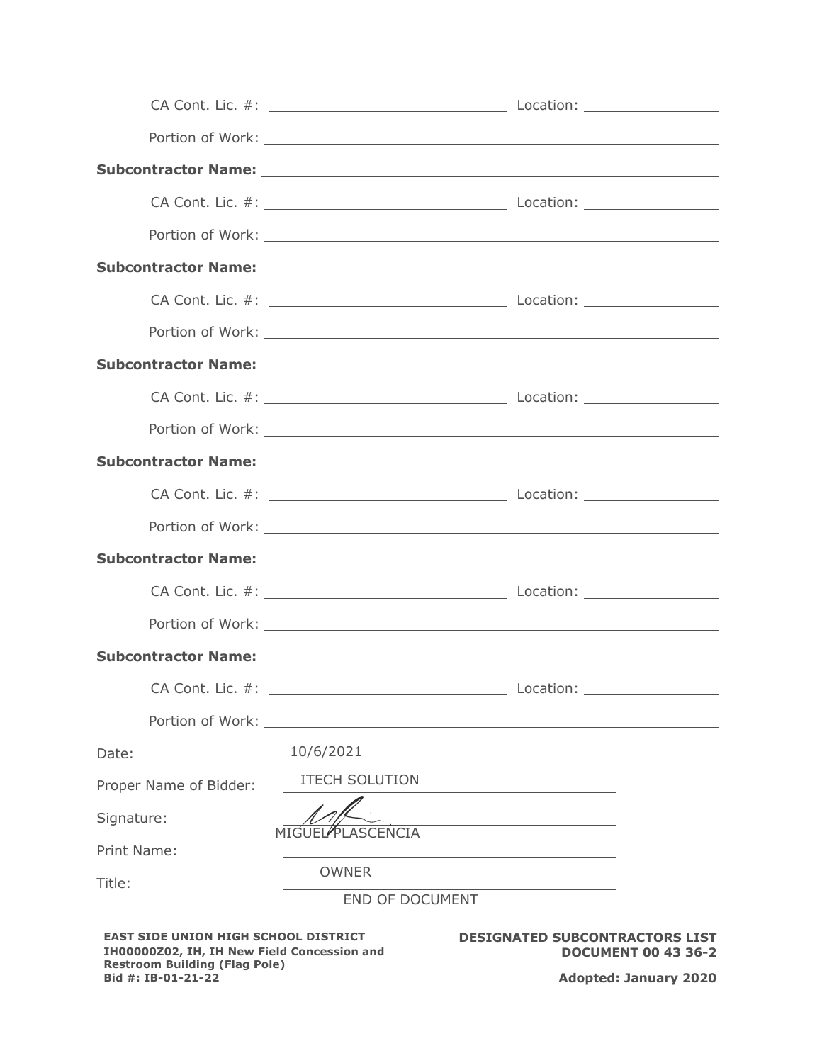CA Cont. Lic. #: \_\_\_\_\_\_\_\_\_\_\_\_\_\_\_\_\_\_\_\_ Location: \_\_\_\_\_\_\_\_\_\_\_\_

Portion of Work: \_\_\_\_\_\_\_\_\_\_\_\_\_\_\_\_\_\_\_\_\_\_\_\_\_\_\_\_\_\_\_\_\_\_\_\_\_\_\_\_

**Subcontractor Name:** \_\_\_\_\_\_\_\_\_\_\_\_\_\_\_\_\_\_\_\_\_\_\_\_\_\_\_\_\_\_\_\_\_\_\_\_\_\_\_\_

CA Cont. Lic. #: \_\_\_\_\_\_\_\_\_\_\_\_\_\_\_\_\_\_\_\_ Location: \_\_\_\_\_\_\_\_\_\_\_\_

Portion of Work: \_\_\_\_\_\_\_\_\_\_\_\_\_\_\_\_\_\_\_\_\_\_\_\_\_\_\_\_\_\_\_\_\_\_\_\_\_\_\_\_

**Subcontractor Name:** \_\_\_\_\_\_\_\_\_\_\_\_\_\_\_\_\_\_\_\_\_\_\_\_\_\_\_\_\_\_\_\_\_\_\_\_\_\_\_\_

CA Cont. Lic. #: \_\_\_\_\_\_\_\_\_\_\_\_\_\_\_\_\_\_\_\_ Location: \_\_\_\_\_\_\_\_\_\_\_\_

Portion of Work: \_\_\_\_\_\_\_\_\_\_\_\_\_\_\_\_\_\_\_\_\_\_\_\_\_\_\_\_\_\_\_\_\_\_\_\_\_\_\_\_

**Subcontractor Name:** \_\_\_\_\_\_\_\_\_\_\_\_\_\_\_\_\_\_\_\_\_\_\_\_\_\_\_\_\_\_\_\_\_\_\_\_\_\_\_\_

CA Cont. Lic. #: \_\_\_\_\_\_\_\_\_\_\_\_\_\_\_\_\_\_\_\_ Location: \_\_\_\_\_\_\_\_\_\_\_\_

Portion of Work: \_\_\_\_\_\_\_\_\_\_\_\_\_\_\_\_\_\_\_\_\_\_\_\_\_\_\_\_\_\_\_\_\_\_\_\_\_\_\_\_

**Subcontractor Name:** \_\_\_\_\_\_\_\_\_\_\_\_\_\_\_\_\_\_\_\_\_\_\_\_\_\_\_\_\_\_\_\_\_\_\_\_\_\_\_\_

CA Cont. Lic. #: \_\_\_\_\_\_\_\_\_\_\_\_\_\_\_\_\_\_\_\_ Location: \_\_\_\_\_\_\_\_\_\_\_\_

Portion of Work: \_\_\_\_\_\_\_\_\_\_\_\_\_\_\_\_\_\_\_\_\_\_\_\_\_\_\_\_\_\_\_\_\_\_\_\_\_\_\_\_

**Subcontractor Name:** \_\_\_\_\_\_\_\_\_\_\_\_\_\_\_\_\_\_\_\_\_\_\_\_\_\_\_\_\_\_\_\_\_\_\_\_\_\_\_\_

CA Cont. Lic. #: \_\_\_\_\_\_\_\_\_\_\_\_\_\_\_\_\_\_\_\_ Location: \_\_\_\_\_\_\_\_\_\_\_\_

Portion of Work: \_\_\_\_\_\_\_\_\_\_\_\_\_\_\_\_\_\_\_\_\_\_\_\_\_\_\_\_\_\_\_\_\_\_\_\_\_\_\_\_

**Subcontractor Name:** \_\_\_\_\_\_\_\_\_\_\_\_\_\_\_\_\_\_\_\_\_\_\_\_\_\_\_\_\_\_\_\_\_\_\_\_\_\_\_\_

CA Cont. Lic. #: \_\_\_\_\_\_\_\_\_\_\_\_\_\_\_\_\_\_\_\_ Location: \_\_\_\_\_\_\_\_\_\_\_\_

Portion of Work: \_\_\_\_\_\_\_\_\_\_\_\_\_\_\_\_\_\_\_\_\_\_\_\_\_\_\_\_\_\_\_\_\_\_\_\_\_\_\_\_

Date: 10/6/2021

Proper Name of Bidder: ITECH SOLUTION

Signature: [signature]

Print Name: MIGUEL PLASCENCIA

Title: OWNER

END OF DOCUMENT

**EAST SIDE UNION HIGH SCHOOL DISTRICT**
**IH00000Z02, IH, IH New Field Concession and Restroom Building (Flag Pole)**
**Bid #: IB-01-21-22**

**DESIGNATED SUBCONTRACTORS LIST**
**DOCUMENT 00 43 36-2**

**Adopted: January 2020**